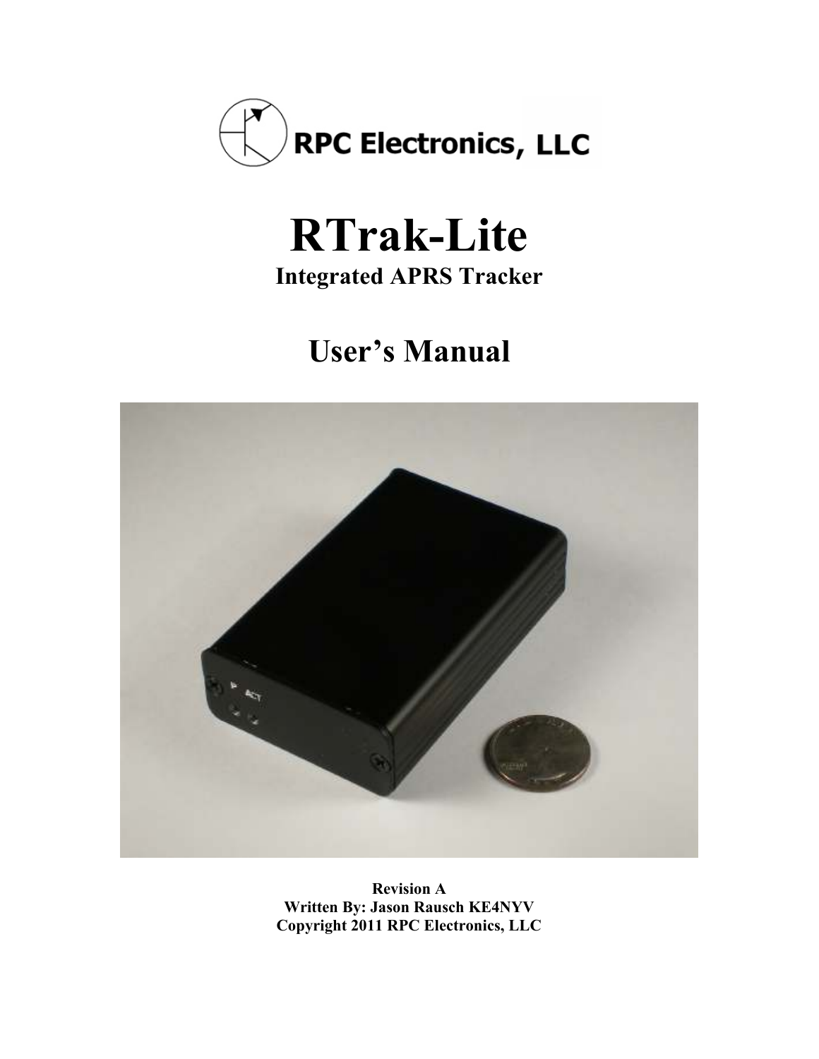RPC Electronics, LLC

# RTrak-Lite

**Integrated APRS Tracker**

# User's Manual

**Revision A**
**Written By: Jason Rausch KE4NYV**
**Copyright 2011 RPC Electronics, LLC**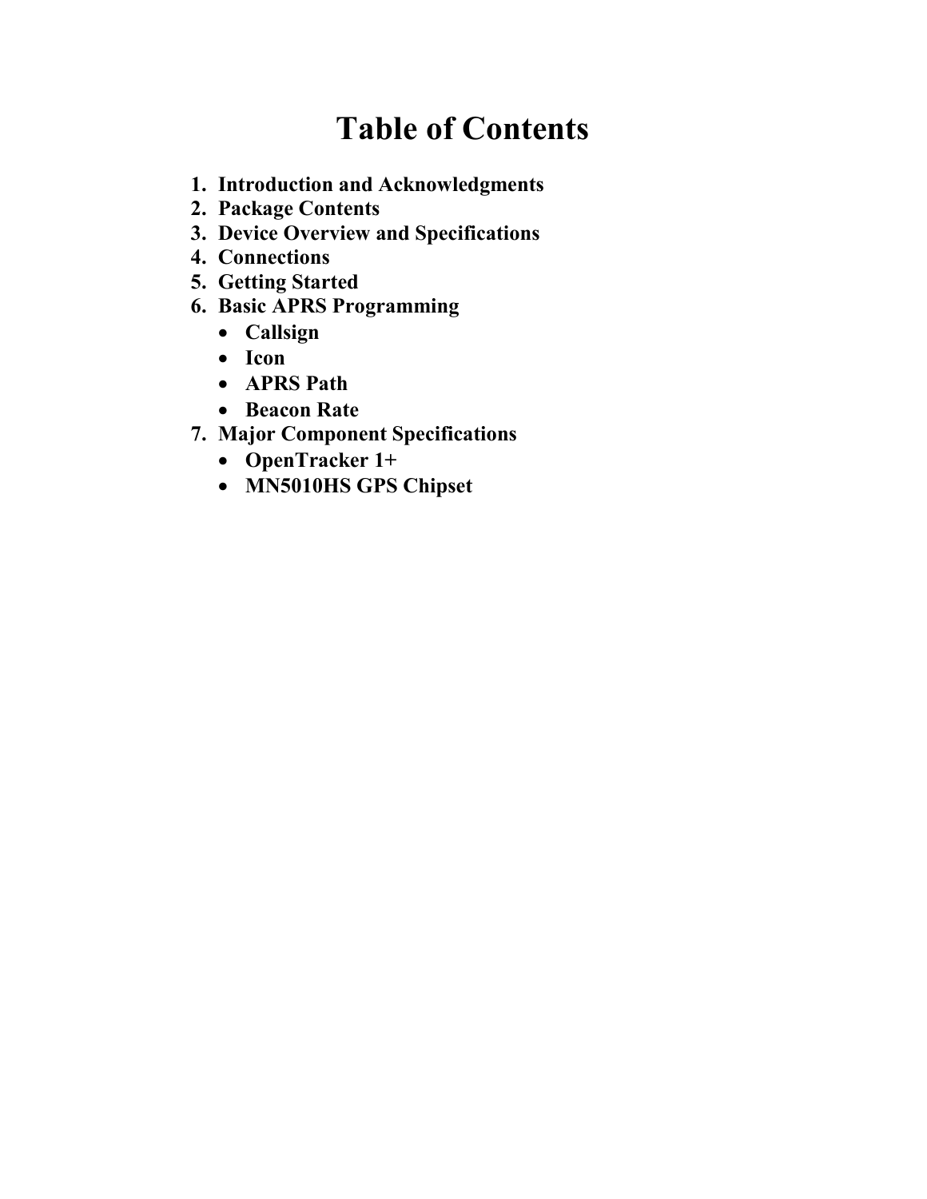# Table of Contents

1. **Introduction and Acknowledgments**
2. **Package Contents**
3. **Device Overview and Specifications**
4. **Connections**
5. **Getting Started**
6. **Basic APRS Programming**
   - **Callsign**
   - **Icon**
   - **APRS Path**
   - **Beacon Rate**
7. **Major Component Specifications**
   - **OpenTracker 1+**
   - **MN5010HS GPS Chipset**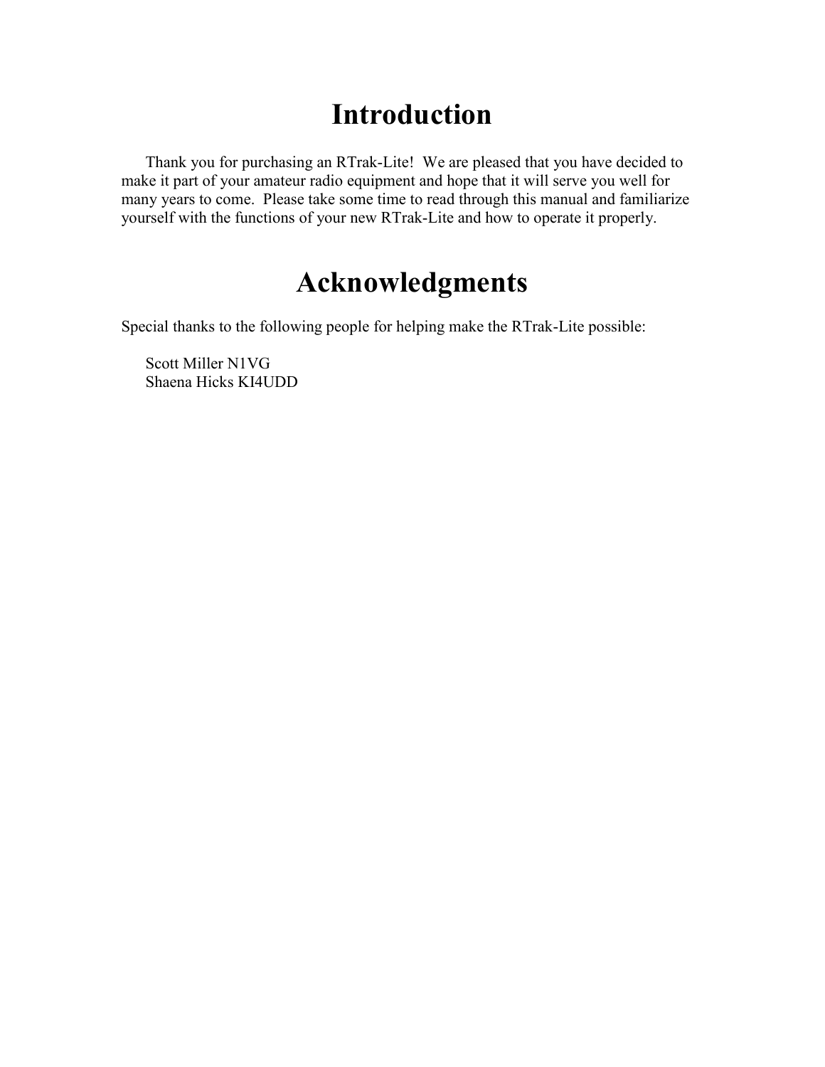# Introduction

Thank you for purchasing an RTrak-Lite! We are pleased that you have decided to make it part of your amateur radio equipment and hope that it will serve you well for many years to come. Please take some time to read through this manual and familiarize yourself with the functions of your new RTrak-Lite and how to operate it properly.

# Acknowledgments

Special thanks to the following people for helping make the RTrak-Lite possible:

Scott Miller N1VG
Shaena Hicks KI4UDD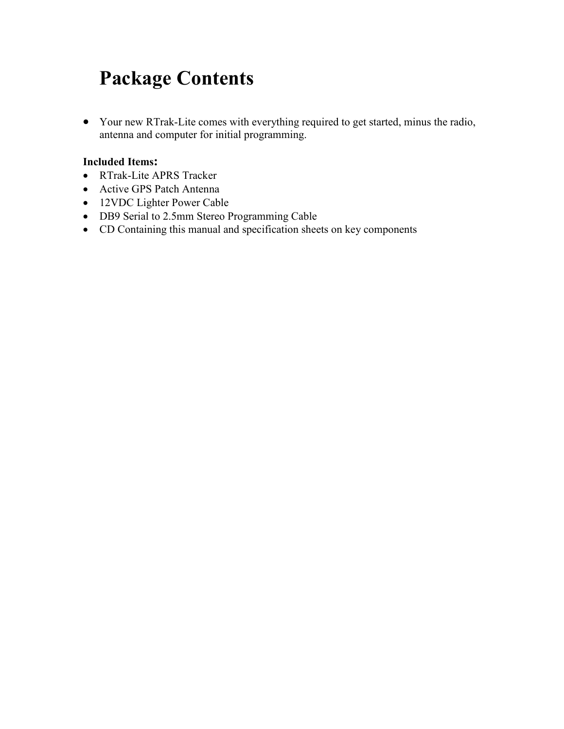# Package Contents

- Your new RTrak-Lite comes with everything required to get started, minus the radio, antenna and computer for initial programming.

**Included Items:**

- RTrak-Lite APRS Tracker
- Active GPS Patch Antenna
- 12VDC Lighter Power Cable
- DB9 Serial to 2.5mm Stereo Programming Cable
- CD Containing this manual and specification sheets on key components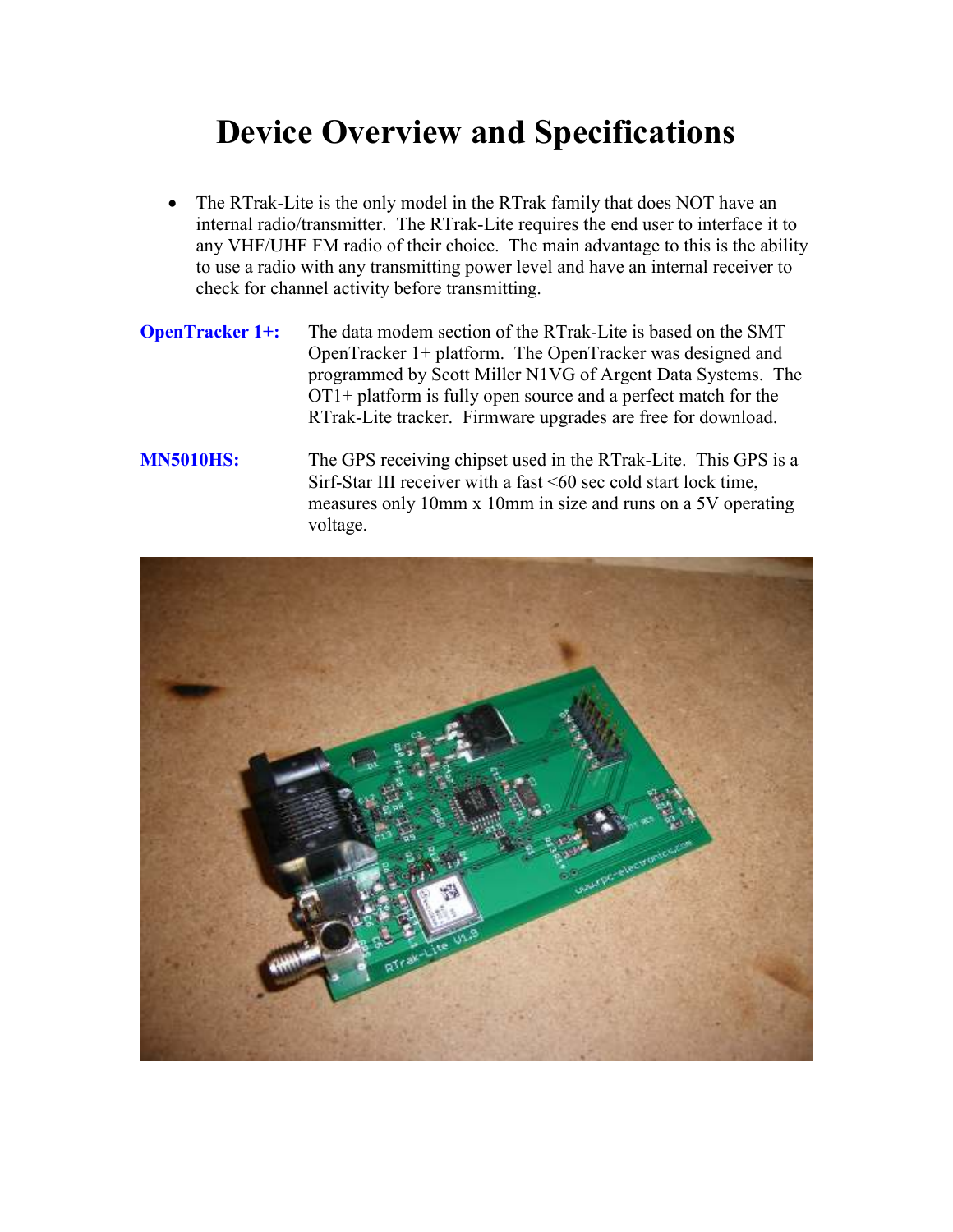# Device Overview and Specifications

- The RTrak-Lite is the only model in the RTrak family that does NOT have an internal radio/transmitter. The RTrak-Lite requires the end user to interface it to any VHF/UHF FM radio of their choice. The main advantage to this is the ability to use a radio with any transmitting power level and have an internal receiver to check for channel activity before transmitting.

**OpenTracker 1+:** The data modem section of the RTrak-Lite is based on the SMT OpenTracker 1+ platform. The OpenTracker was designed and programmed by Scott Miller N1VG of Argent Data Systems. The OT1+ platform is fully open source and a perfect match for the RTrak-Lite tracker. Firmware upgrades are free for download.

**MN5010HS:** The GPS receiving chipset used in the RTrak-Lite. This GPS is a Sirf-Star III receiver with a fast <60 sec cold start lock time, measures only 10mm x 10mm in size and runs on a 5V operating voltage.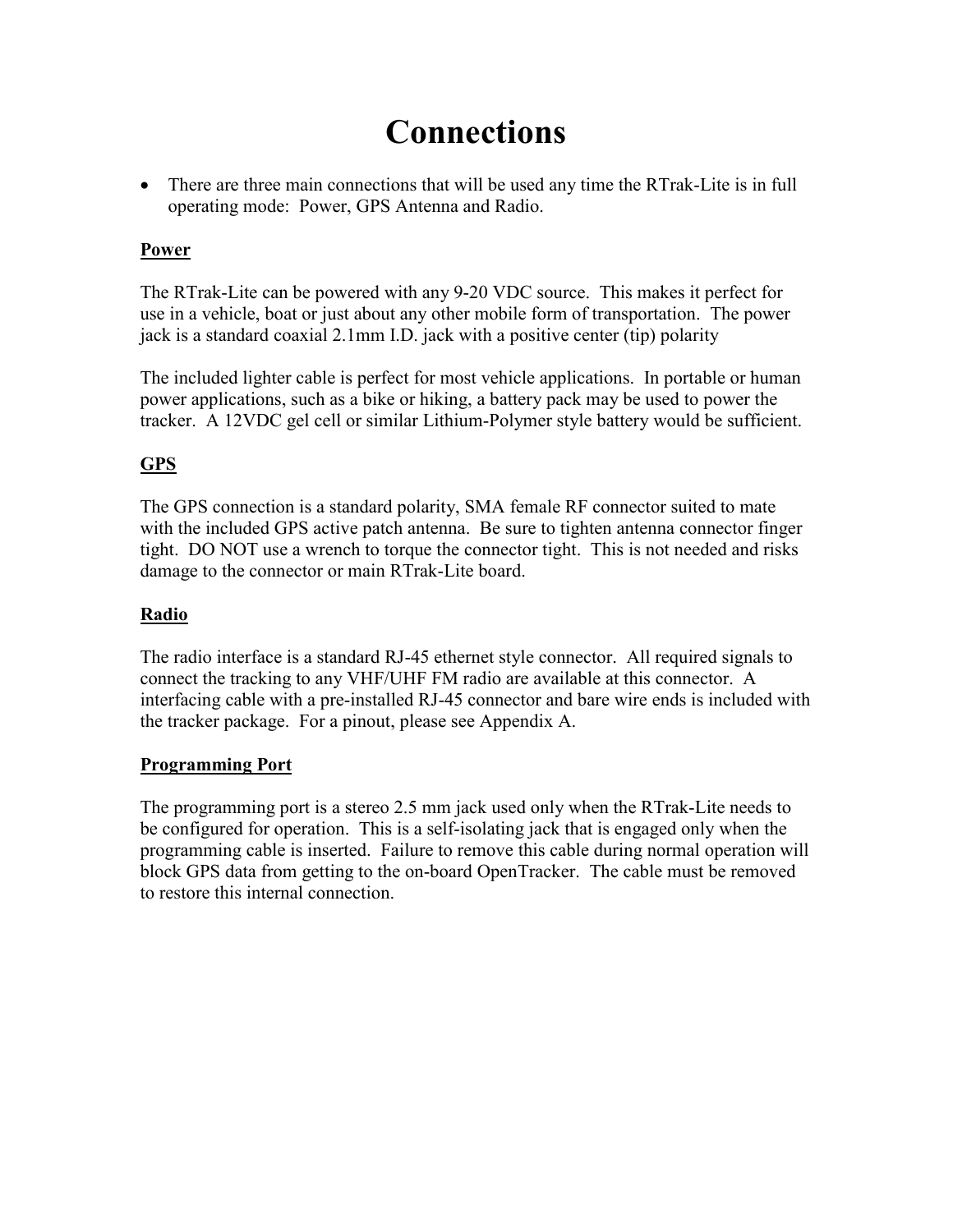# Connections

- There are three main connections that will be used any time the RTrak-Lite is in full operating mode: Power, GPS Antenna and Radio.

**Power**

The RTrak-Lite can be powered with any 9-20 VDC source. This makes it perfect for use in a vehicle, boat or just about any other mobile form of transportation. The power jack is a standard coaxial 2.1mm I.D. jack with a positive center (tip) polarity

The included lighter cable is perfect for most vehicle applications. In portable or human power applications, such as a bike or hiking, a battery pack may be used to power the tracker. A 12VDC gel cell or similar Lithium-Polymer style battery would be sufficient.

**GPS**

The GPS connection is a standard polarity, SMA female RF connector suited to mate with the included GPS active patch antenna. Be sure to tighten antenna connector finger tight. DO NOT use a wrench to torque the connector tight. This is not needed and risks damage to the connector or main RTrak-Lite board.

**Radio**

The radio interface is a standard RJ-45 ethernet style connector. All required signals to connect the tracking to any VHF/UHF FM radio are available at this connector. A interfacing cable with a pre-installed RJ-45 connector and bare wire ends is included with the tracker package. For a pinout, please see Appendix A.

**Programming Port**

The programming port is a stereo 2.5 mm jack used only when the RTrak-Lite needs to be configured for operation. This is a self-isolating jack that is engaged only when the programming cable is inserted. Failure to remove this cable during normal operation will block GPS data from getting to the on-board OpenTracker. The cable must be removed to restore this internal connection.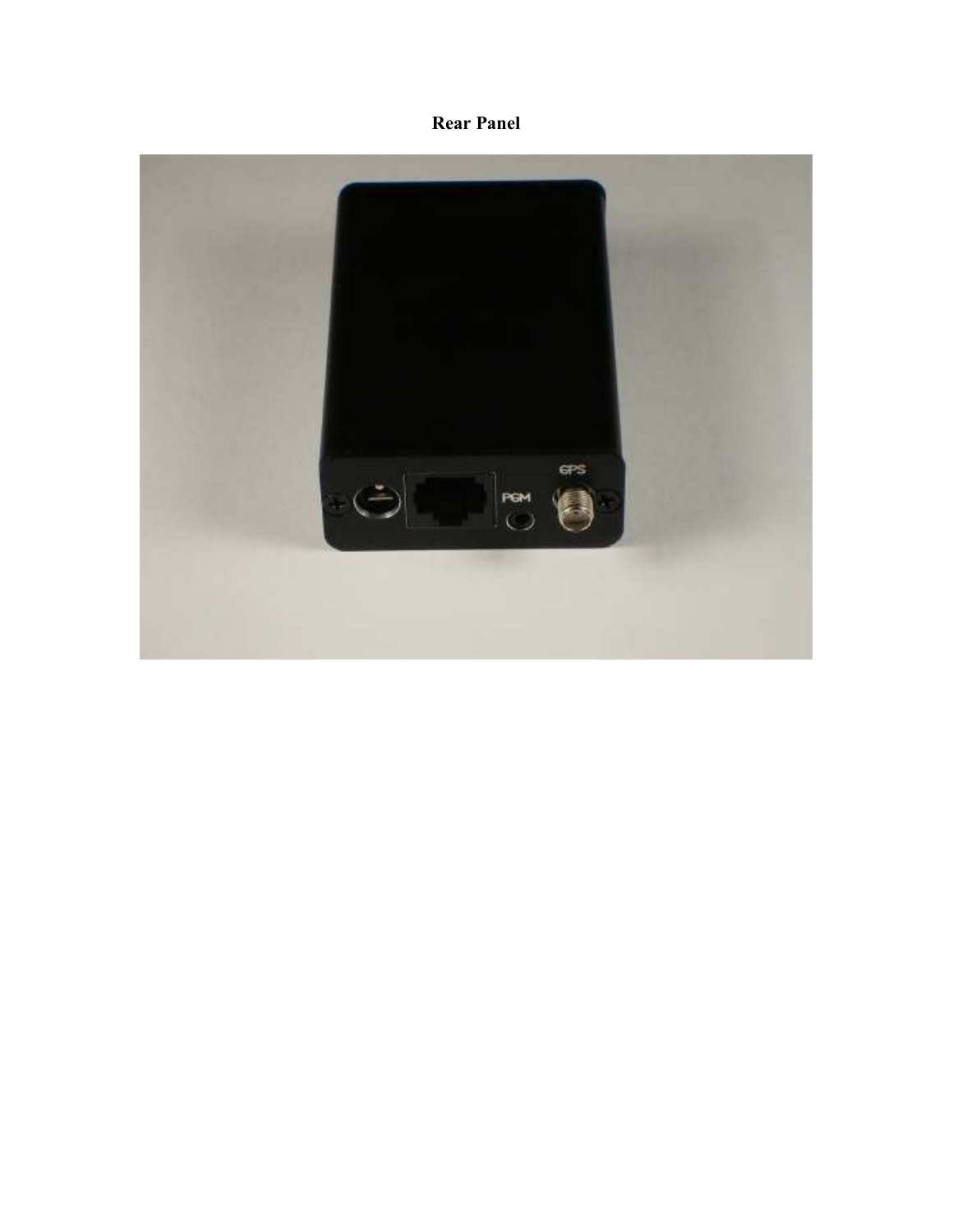**Rear Panel**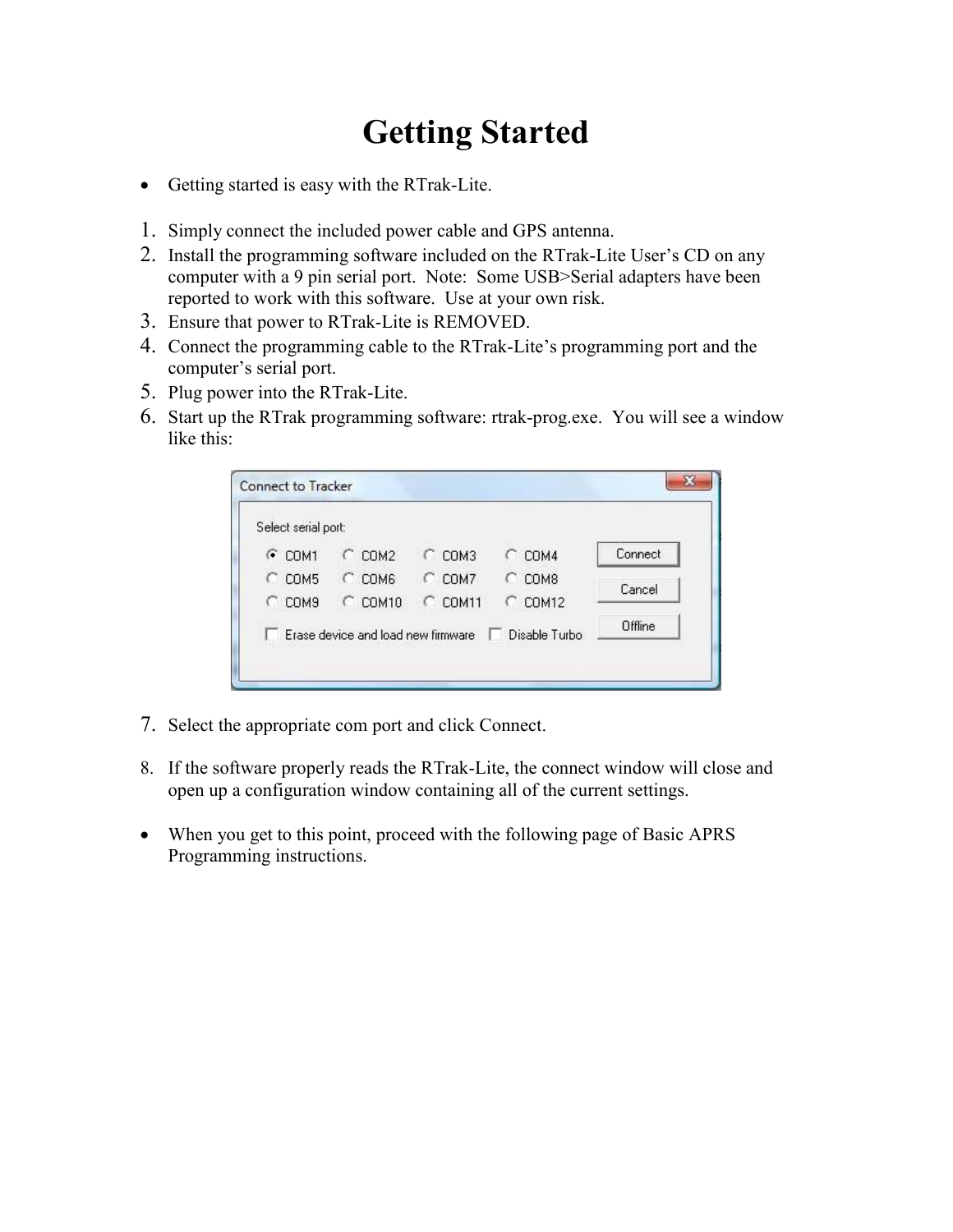# Getting Started

- Getting started is easy with the RTrak-Lite.

1. Simply connect the included power cable and GPS antenna.
2. Install the programming software included on the RTrak-Lite User's CD on any computer with a 9 pin serial port. Note: Some USB>Serial adapters have been reported to work with this software. Use at your own risk.
3. Ensure that power to RTrak-Lite is REMOVED.
4. Connect the programming cable to the RTrak-Lite's programming port and the computer's serial port.
5. Plug power into the RTrak-Lite.
6. Start up the RTrak programming software: rtrak-prog.exe. You will see a window like this:

7. Select the appropriate com port and click Connect.

8. If the software properly reads the RTrak-Lite, the connect window will close and open up a configuration window containing all of the current settings.

- When you get to this point, proceed with the following page of Basic APRS Programming instructions.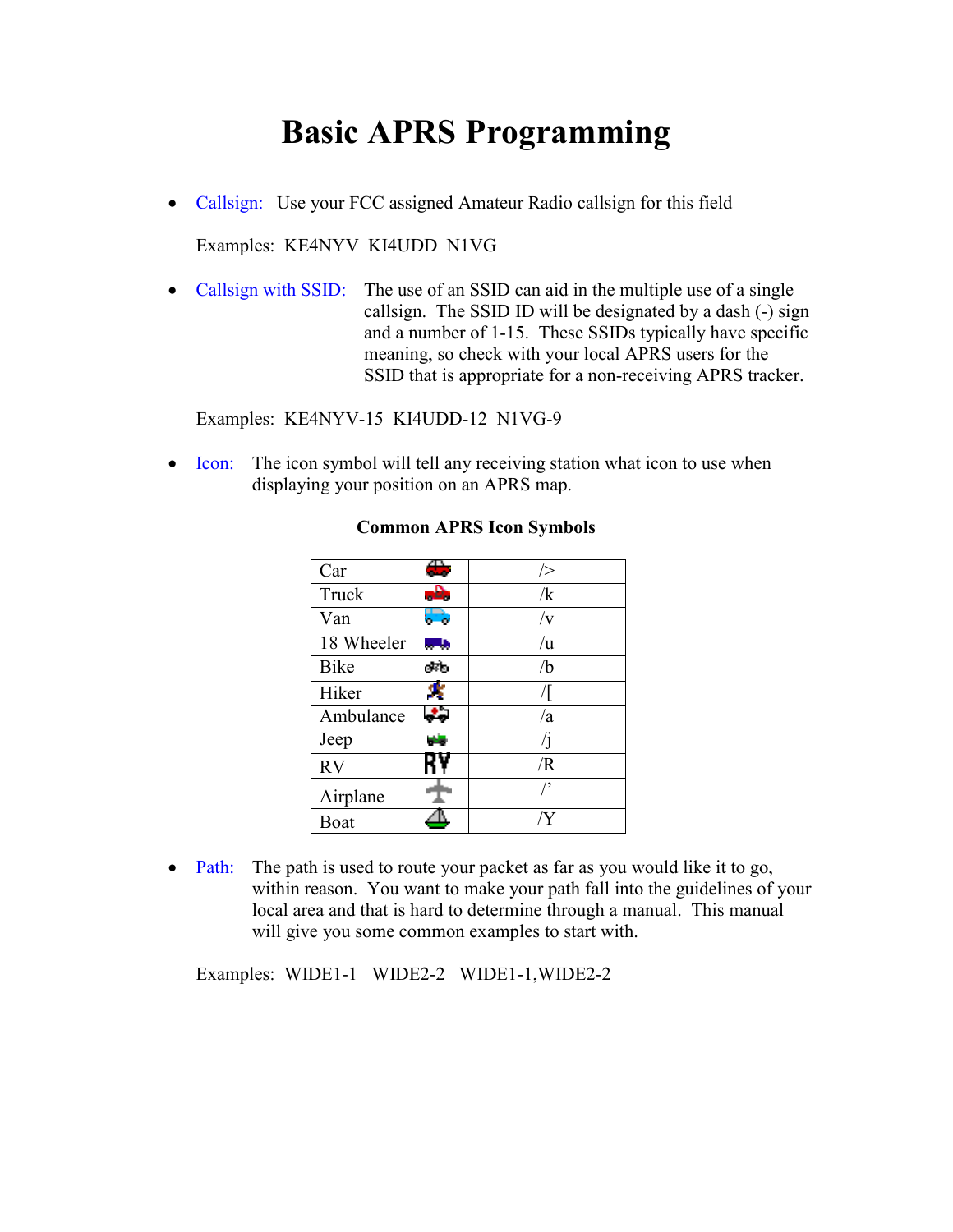# Basic APRS Programming

- Callsign: Use your FCC assigned Amateur Radio callsign for this field

  Examples: KE4NYV KI4UDD N1VG

- Callsign with SSID: The use of an SSID can aid in the multiple use of a single callsign. The SSID ID will be designated by a dash (-) sign and a number of 1-15. These SSIDs typically have specific meaning, so check with your local APRS users for the SSID that is appropriate for a non-receiving APRS tracker.

  Examples: KE4NYV-15 KI4UDD-12 N1VG-9

- Icon: The icon symbol will tell any receiving station what icon to use when displaying your position on an APRS map.

**Common APRS Icon Symbols**

| | |
|---|---|
| Car | /> |
| Truck | /k |
| Van | /v |
| 18 Wheeler | /u |
| Bike | /b |
| Hiker | /[ |
| Ambulance | /a |
| Jeep | /j |
| RV | /R |
| Airplane | /' |
| Boat | /Y |

- Path: The path is used to route your packet as far as you would like it to go, within reason. You want to make your path fall into the guidelines of your local area and that is hard to determine through a manual. This manual will give you some common examples to start with.

  Examples: WIDE1-1 WIDE2-2 WIDE1-1,WIDE2-2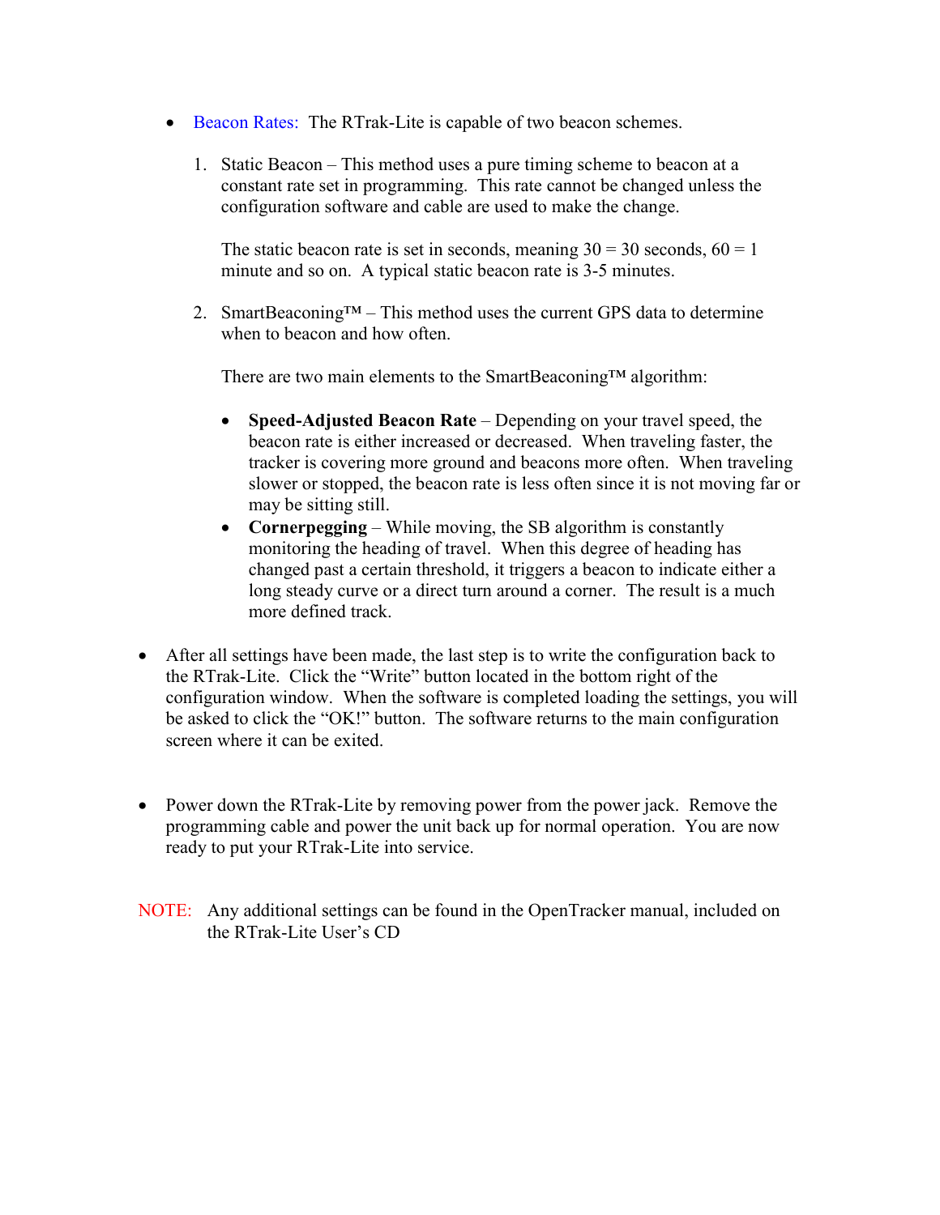- Beacon Rates: The RTrak-Lite is capable of two beacon schemes.

  1. Static Beacon – This method uses a pure timing scheme to beacon at a constant rate set in programming. This rate cannot be changed unless the configuration software and cable are used to make the change.

     The static beacon rate is set in seconds, meaning 30 = 30 seconds, 60 = 1 minute and so on. A typical static beacon rate is 3-5 minutes.

  2. SmartBeaconing™ – This method uses the current GPS data to determine when to beacon and how often.

     There are two main elements to the SmartBeaconing™ algorithm:

     - **Speed-Adjusted Beacon Rate** – Depending on your travel speed, the beacon rate is either increased or decreased. When traveling faster, the tracker is covering more ground and beacons more often. When traveling slower or stopped, the beacon rate is less often since it is not moving far or may be sitting still.
     - **Cornerpegging** – While moving, the SB algorithm is constantly monitoring the heading of travel. When this degree of heading has changed past a certain threshold, it triggers a beacon to indicate either a long steady curve or a direct turn around a corner. The result is a much more defined track.

- After all settings have been made, the last step is to write the configuration back to the RTrak-Lite. Click the "Write" button located in the bottom right of the configuration window. When the software is completed loading the settings, you will be asked to click the "OK!" button. The software returns to the main configuration screen where it can be exited.

- Power down the RTrak-Lite by removing power from the power jack. Remove the programming cable and power the unit back up for normal operation. You are now ready to put your RTrak-Lite into service.

NOTE: Any additional settings can be found in the OpenTracker manual, included on the RTrak-Lite User's CD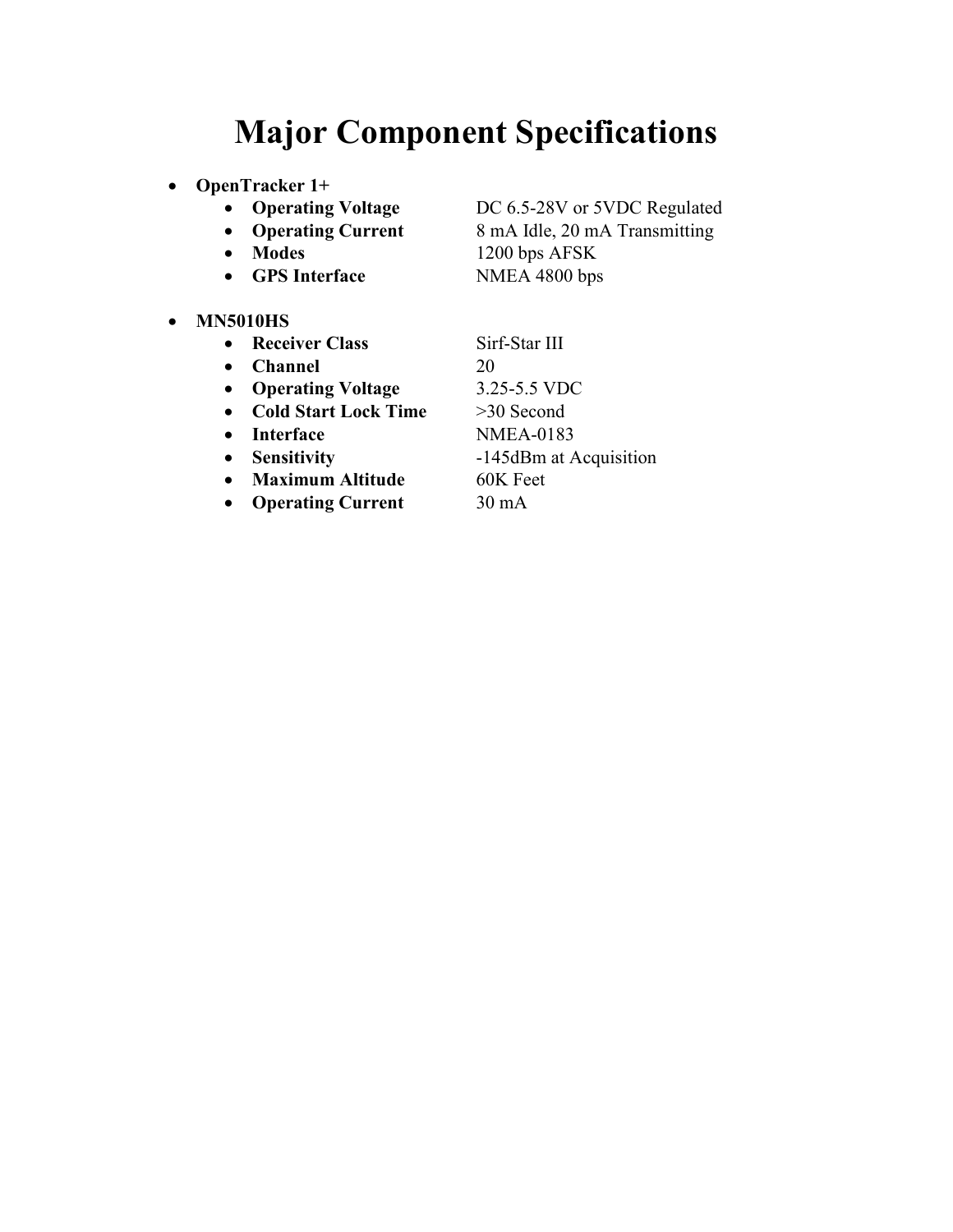# Major Component Specifications

- **OpenTracker 1+**
  - **Operating Voltage** DC 6.5-28V or 5VDC Regulated
  - **Operating Current** 8 mA Idle, 20 mA Transmitting
  - **Modes** 1200 bps AFSK
  - **GPS Interface** NMEA 4800 bps

- **MN5010HS**
  - **Receiver Class** Sirf-Star III
  - **Channel** 20
  - **Operating Voltage** 3.25-5.5 VDC
  - **Cold Start Lock Time** >30 Second
  - **Interface** NMEA-0183
  - **Sensitivity** -145dBm at Acquisition
  - **Maximum Altitude** 60K Feet
  - **Operating Current** 30 mA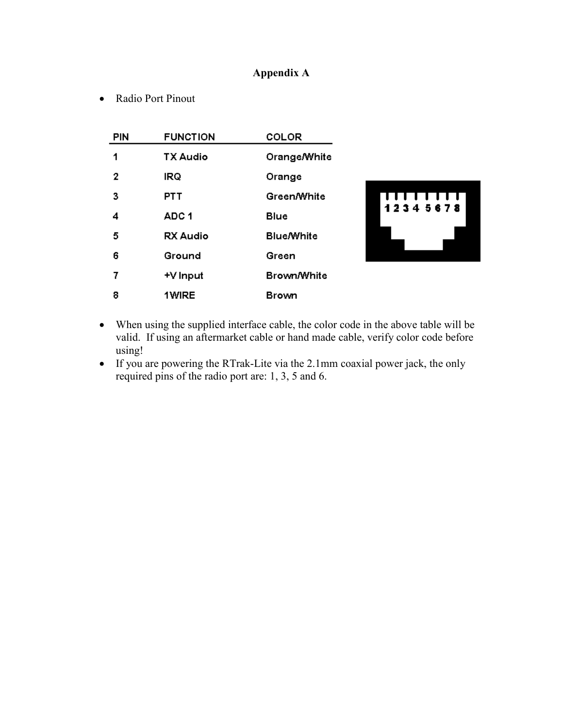# Appendix A

- Radio Port Pinout

| PIN | FUNCTION | COLOR |
|---|---|---|
| 1 | TX Audio | Orange/White |
| 2 | IRQ | Orange |
| 3 | PTT | Green/White |
| 4 | ADC 1 | Blue |
| 5 | RX Audio | Blue/White |
| 6 | Ground | Green |
| 7 | +V Input | Brown/White |
| 8 | 1WIRE | Brown |

1 2 3 4 5 6 7 8

- When using the supplied interface cable, the color code in the above table will be valid. If using an aftermarket cable or hand made cable, verify color code before using!
- If you are powering the RTrak-Lite via the 2.1mm coaxial power jack, the only required pins of the radio port are: 1, 3, 5 and 6.